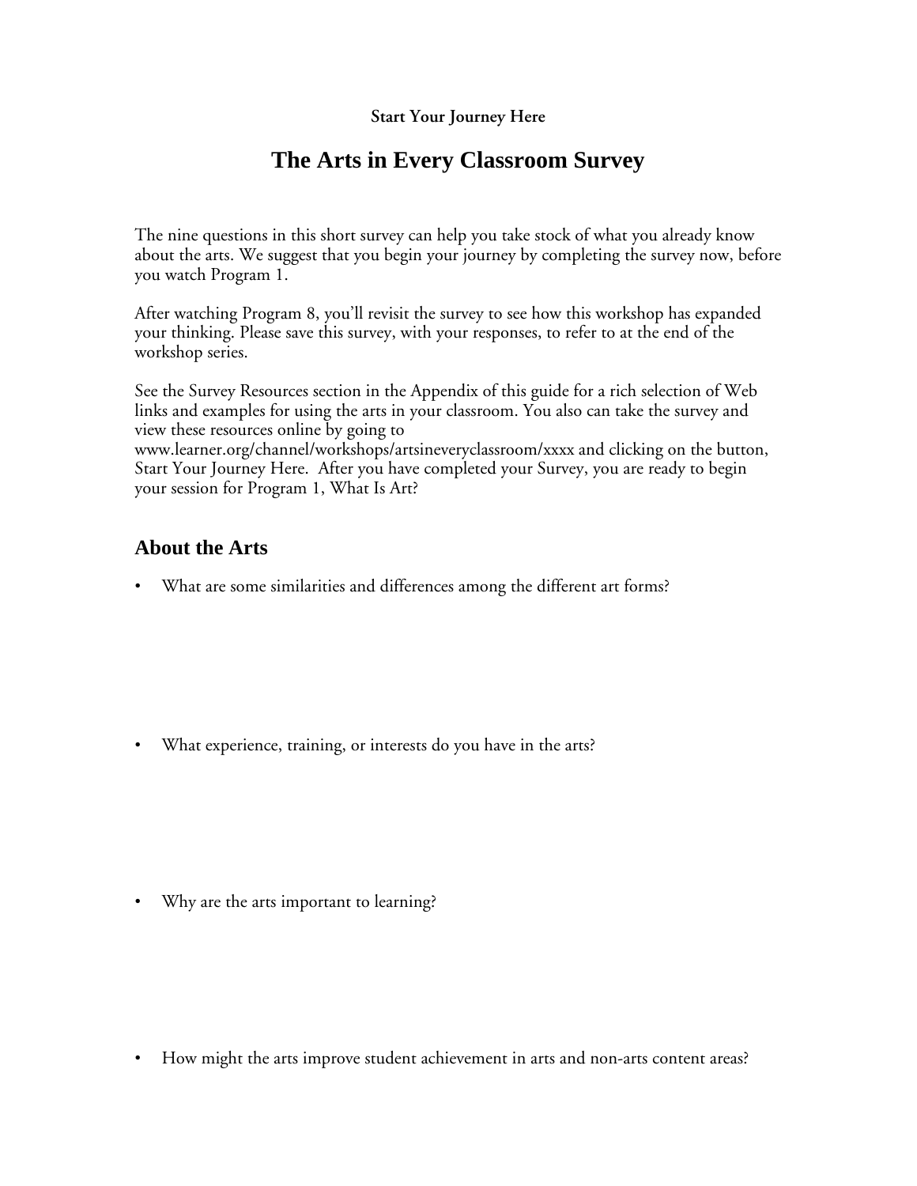**Start Your Journey Here**

# The Arts in Every Classroom Survey

The nine questions in this short survey can help you take stock of what you already know about the arts. We suggest that you begin your journey by completing the survey now, before you watch Program 1.

After watching Program 8, you'll revisit the survey to see how this workshop has expanded your thinking. Please save this survey, with your responses, to refer to at the end of the workshop series.

See the Survey Resources section in the Appendix of this guide for a rich selection of Web links and examples for using the arts in your classroom. You also can take the survey and view these resources online by going to www.learner.org/channel/workshops/artsineveryclassroom/xxxx and clicking on the button, Start Your Journey Here. After you have completed your Survey, you are ready to begin your session for Program 1, What Is Art?

## About the Arts

- What are some similarities and differences among the different art forms?

- What experience, training, or interests do you have in the arts?

- Why are the arts important to learning?

- How might the arts improve student achievement in arts and non-arts content areas?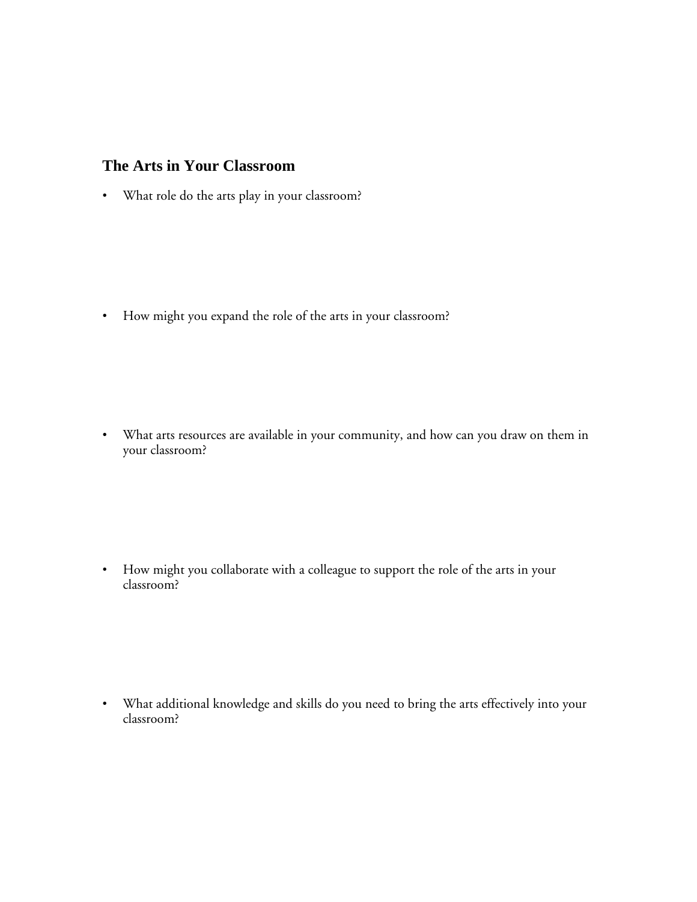## The Arts in Your Classroom

- What role do the arts play in your classroom?

- How might you expand the role of the arts in your classroom?

- What arts resources are available in your community, and how can you draw on them in your classroom?

- How might you collaborate with a colleague to support the role of the arts in your classroom?

- What additional knowledge and skills do you need to bring the arts effectively into your classroom?